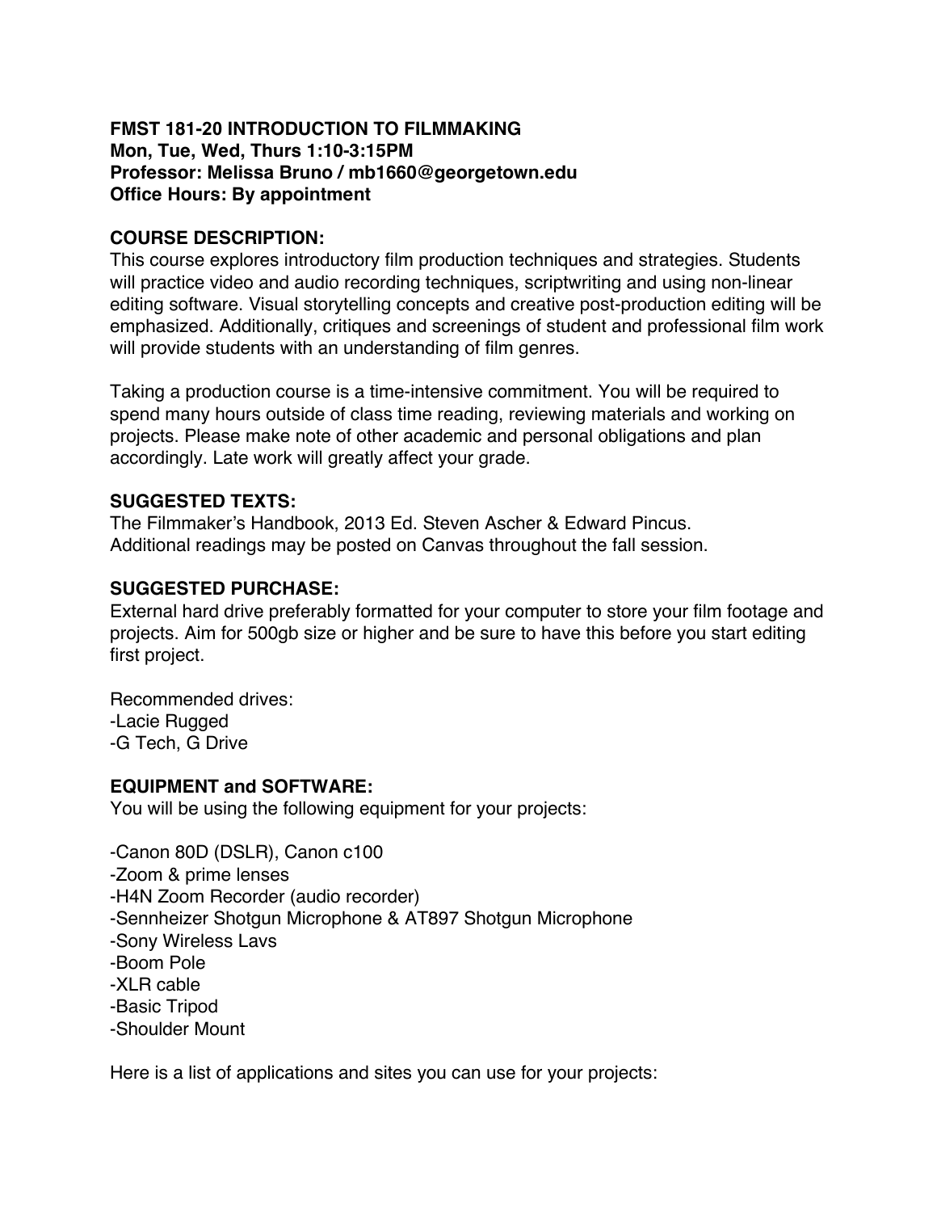**FMST 181-20 INTRODUCTION TO FILMMAKING**
**Mon, Tue, Wed, Thurs 1:10-3:15PM**
**Professor: Melissa Bruno / mb1660@georgetown.edu**
**Office Hours: By appointment**

## COURSE DESCRIPTION:

This course explores introductory film production techniques and strategies. Students will practice video and audio recording techniques, scriptwriting and using non-linear editing software. Visual storytelling concepts and creative post-production editing will be emphasized. Additionally, critiques and screenings of student and professional film work will provide students with an understanding of film genres.

Taking a production course is a time-intensive commitment. You will be required to spend many hours outside of class time reading, reviewing materials and working on projects. Please make note of other academic and personal obligations and plan accordingly. Late work will greatly affect your grade.

## SUGGESTED TEXTS:

The Filmmaker's Handbook, 2013 Ed. Steven Ascher & Edward Pincus.
Additional readings may be posted on Canvas throughout the fall session.

## SUGGESTED PURCHASE:

External hard drive preferably formatted for your computer to store your film footage and projects. Aim for 500gb size or higher and be sure to have this before you start editing first project.

Recommended drives:
-Lacie Rugged
-G Tech, G Drive

## EQUIPMENT and SOFTWARE:

You will be using the following equipment for your projects:

-Canon 80D (DSLR), Canon c100
-Zoom & prime lenses
-H4N Zoom Recorder (audio recorder)
-Sennheizer Shotgun Microphone & AT897 Shotgun Microphone
-Sony Wireless Lavs
-Boom Pole
-XLR cable
-Basic Tripod
-Shoulder Mount

Here is a list of applications and sites you can use for your projects: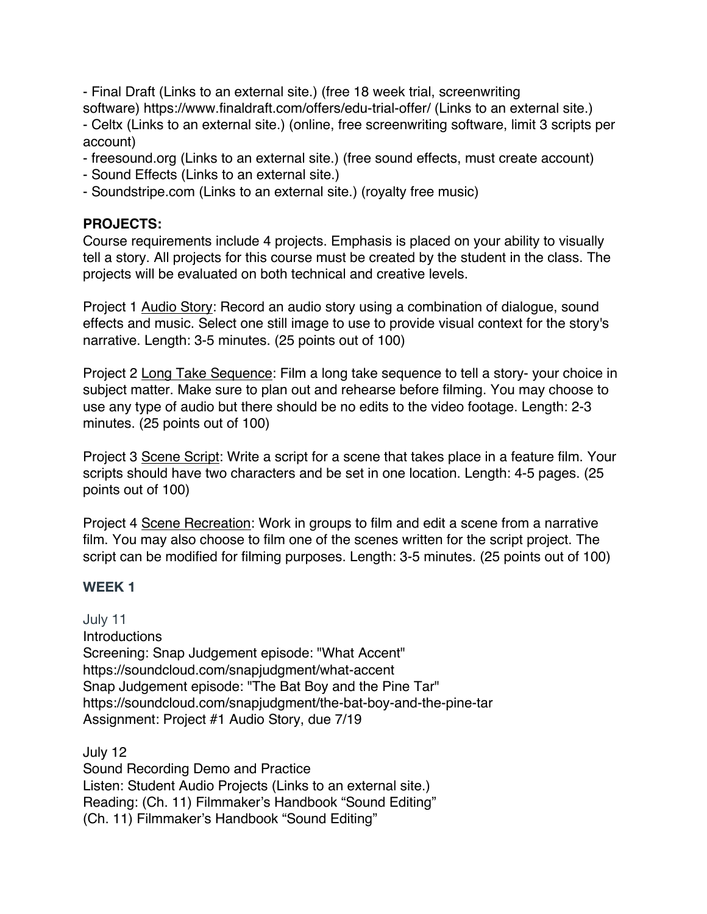- Final Draft (Links to an external site.) (free 18 week trial, screenwriting software) https://www.finaldraft.com/offers/edu-trial-offer/ (Links to an external site.)
- Celtx (Links to an external site.) (online, free screenwriting software, limit 3 scripts per account)
- freesound.org (Links to an external site.) (free sound effects, must create account)
- Sound Effects (Links to an external site.)
- Soundstripe.com (Links to an external site.) (royalty free music)

**PROJECTS:**

Course requirements include 4 projects. Emphasis is placed on your ability to visually tell a story. All projects for this course must be created by the student in the class. The projects will be evaluated on both technical and creative levels.

Project 1 <u>Audio Story</u>: Record an audio story using a combination of dialogue, sound effects and music. Select one still image to use to provide visual context for the story's narrative. Length: 3-5 minutes. (25 points out of 100)

Project 2 <u>Long Take Sequence</u>: Film a long take sequence to tell a story- your choice in subject matter. Make sure to plan out and rehearse before filming. You may choose to use any type of audio but there should be no edits to the video footage. Length: 2-3 minutes. (25 points out of 100)

Project 3 <u>Scene Script</u>: Write a script for a scene that takes place in a feature film. Your scripts should have two characters and be set in one location. Length: 4-5 pages. (25 points out of 100)

Project 4 <u>Scene Recreation</u>: Work in groups to film and edit a scene from a narrative film. You may also choose to film one of the scenes written for the script project. The script can be modified for filming purposes. Length: 3-5 minutes. (25 points out of 100)

**WEEK 1**

July 11
Introductions
Screening: Snap Judgement episode: "What Accent"
https://soundcloud.com/snapjudgment/what-accent
Snap Judgement episode: "The Bat Boy and the Pine Tar"
https://soundcloud.com/snapjudgment/the-bat-boy-and-the-pine-tar
Assignment: Project #1 Audio Story, due 7/19

July 12
Sound Recording Demo and Practice
Listen: Student Audio Projects (Links to an external site.)
Reading: (Ch. 11) Filmmaker's Handbook "Sound Editing"
(Ch. 11) Filmmaker's Handbook "Sound Editing"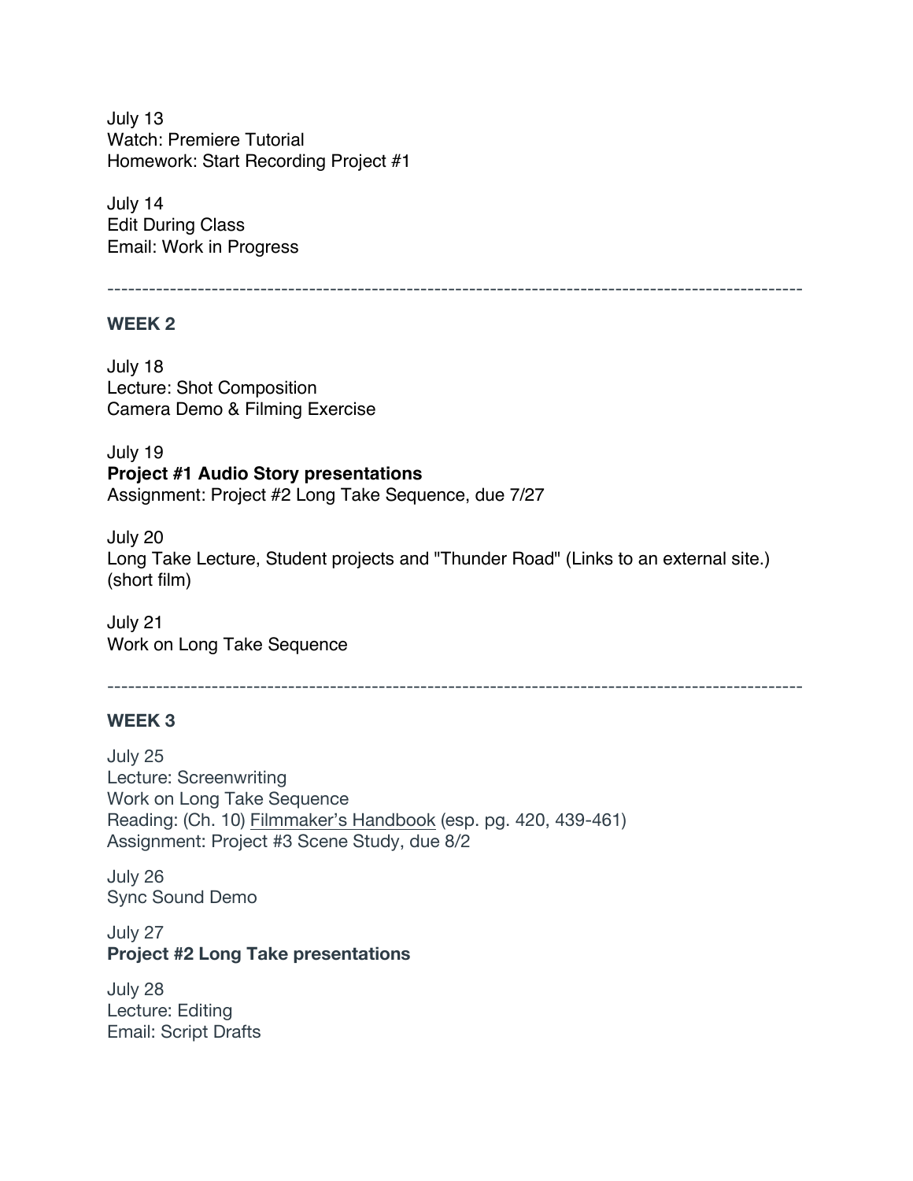July 13
Watch: Premiere Tutorial
Homework: Start Recording Project #1

July 14
Edit During Class
Email: Work in Progress

---

### WEEK 2

July 18
Lecture: Shot Composition
Camera Demo & Filming Exercise

July 19
**Project #1 Audio Story presentations**
Assignment: Project #2 Long Take Sequence, due 7/27

July 20
Long Take Lecture, Student projects and "Thunder Road" (Links to an external site.) (short film)

July 21
Work on Long Take Sequence

---

### WEEK 3

July 25
Lecture: Screenwriting
Work on Long Take Sequence
Reading: (Ch. 10) Filmmaker's Handbook (esp. pg. 420, 439-461)
Assignment: Project #3 Scene Study, due 8/2

July 26
Sync Sound Demo

July 27
**Project #2 Long Take presentations**

July 28
Lecture: Editing
Email: Script Drafts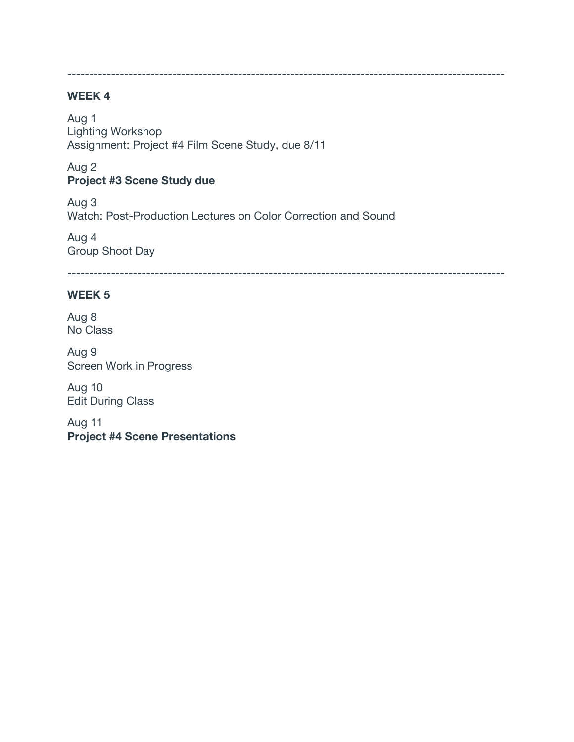---------------------------------------------------------------------------------------------------

**WEEK 4**

Aug 1
Lighting Workshop
Assignment: Project #4 Film Scene Study, due 8/11

Aug 2
**Project #3 Scene Study due**

Aug 3
Watch: Post-Production Lectures on Color Correction and Sound

Aug 4
Group Shoot Day

---------------------------------------------------------------------------------------------------

**WEEK 5**

Aug 8
No Class

Aug 9
Screen Work in Progress

Aug 10
Edit During Class

Aug 11
**Project #4 Scene Presentations**